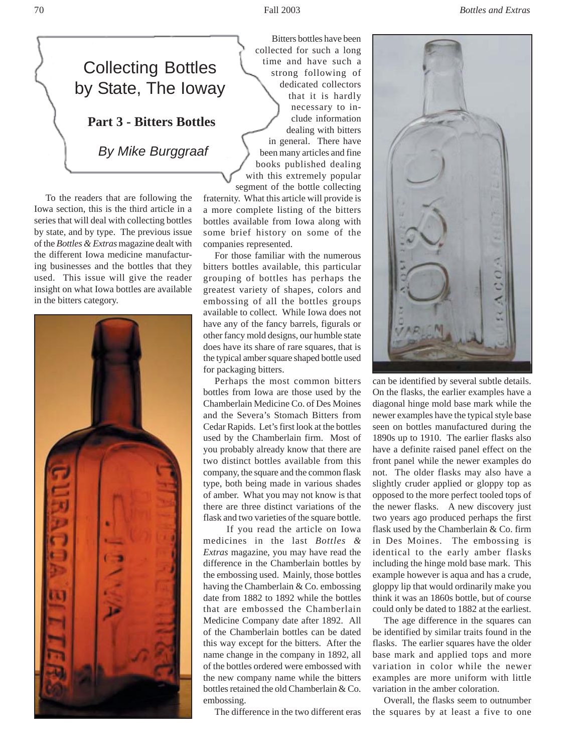# Collecting Bottles by State, The Ioway

## Part 3 - Bitters Bottles

*By Mike Burggraaf*

To the readers that are following the Iowa section, this is the third article in a series that will deal with collecting bottles by state, and by type. The previous issue of the *Bottles & Extras* magazine dealt with the different Iowa medicine manufacturing businesses and the bottles that they used. This issue will give the reader insight on what Iowa bottles are available in the bitters category.

Bitters bottles have been collected for such a long time and have such a strong following of dedicated collectors that it is hardly necessary to include information dealing with bitters in general. There have been many articles and fine books published dealing with this extremely popular segment of the bottle collecting fraternity. What this article will provide is a more complete listing of the bitters bottles available from Iowa along with some brief history on some of the companies represented.

For those familiar with the numerous bitters bottles available, this particular grouping of bottles has perhaps the greatest variety of shapes, colors and embossing of all the bottles groups available to collect. While Iowa does not have any of the fancy barrels, figurals or other fancy mold designs, our humble state does have its share of rare squares, that is the typical amber square shaped bottle used for packaging bitters.

Perhaps the most common bitters bottles from Iowa are those used by the Chamberlain Medicine Co. of Des Moines and the Severa's Stomach Bitters from Cedar Rapids. Let's first look at the bottles used by the Chamberlain firm. Most of you probably already know that there are two distinct bottles available from this company, the square and the common flask type, both being made in various shades of amber. What you may not know is that there are three distinct variations of the flask and two varieties of the square bottle.

If you read the article on Iowa medicines in the last *Bottles & Extras* magazine, you may have read the difference in the Chamberlain bottles by the embossing used. Mainly, those bottles having the Chamberlain & Co. embossing date from 1882 to 1892 while the bottles that are embossed the Chamberlain Medicine Company date after 1892. All of the Chamberlain bottles can be dated this way except for the bitters. After the name change in the company in 1892, all of the bottles ordered were embossed with the new company name while the bitters bottles retained the old Chamberlain & Co. embossing.

The difference in the two different eras can be identified by several subtle details. On the flasks, the earlier examples have a diagonal hinge mold base mark while the newer examples have the typical style base seen on bottles manufactured during the 1890s up to 1910. The earlier flasks also have a definite raised panel effect on the front panel while the newer examples do not. The older flasks may also have a slightly cruder applied or gloppy top as opposed to the more perfect tooled tops of the newer flasks. A new discovery just two years ago produced perhaps the first flask used by the Chamberlain & Co. firm in Des Moines. The embossing is identical to the early amber flasks including the hinge mold base mark. This example however is aqua and has a crude, gloppy lip that would ordinarily make you think it was an 1860s bottle, but of course could only be dated to 1882 at the earliest.

The age difference in the squares can be identified by similar traits found in the flasks. The earlier squares have the older base mark and applied tops and more variation in color while the newer examples are more uniform with little variation in the amber coloration.

Overall, the flasks seem to outnumber the squares by at least a five to one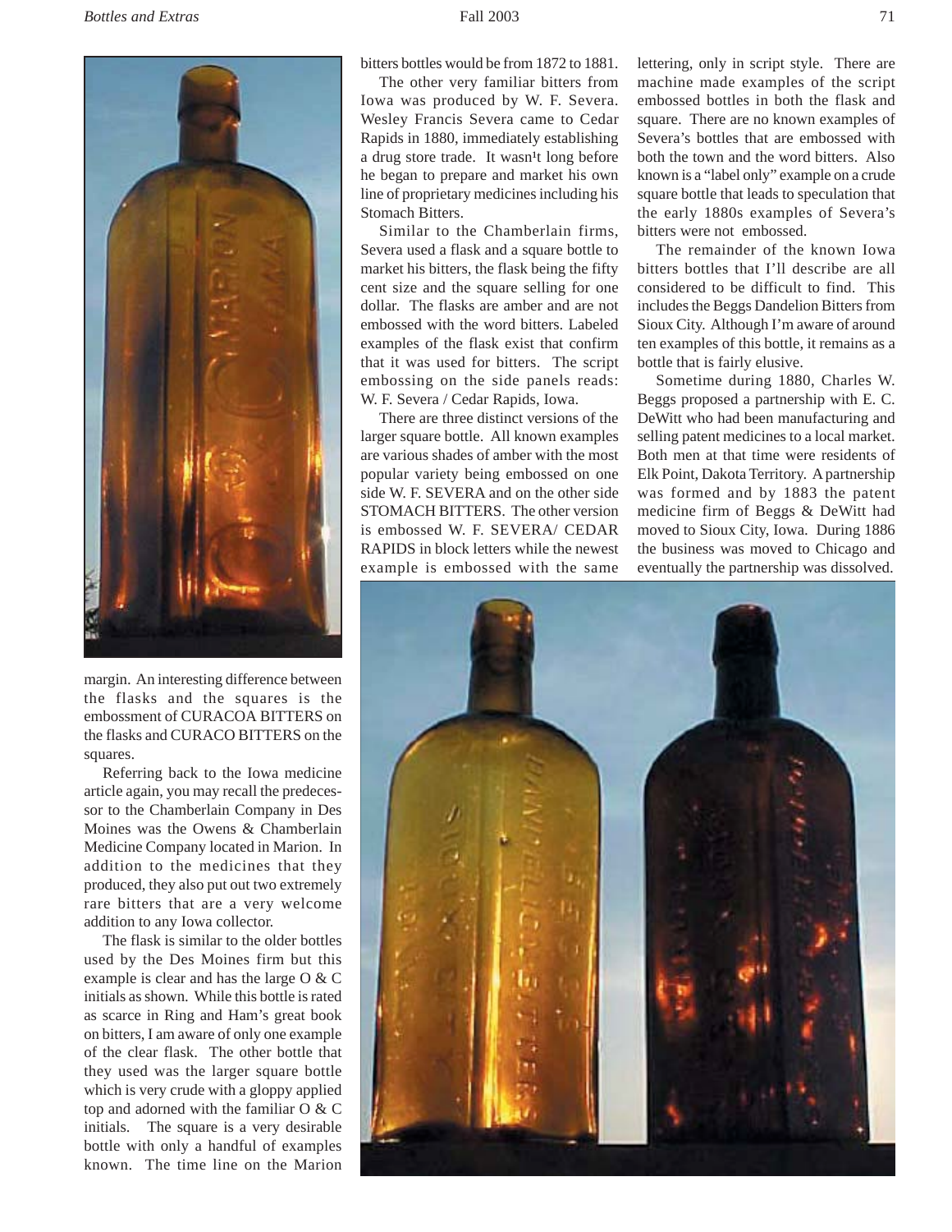margin. An interesting difference between the flasks and the squares is the embossment of CURACOA BITTERS on the flasks and CURACO BITTERS on the squares.

Referring back to the Iowa medicine article again, you may recall the predecessor to the Chamberlain Company in Des Moines was the Owens & Chamberlain Medicine Company located in Marion. In addition to the medicines that they produced, they also put out two extremely rare bitters that are a very welcome addition to any Iowa collector.

The flask is similar to the older bottles used by the Des Moines firm but this example is clear and has the large O & C initials as shown. While this bottle is rated as scarce in Ring and Ham's great book on bitters, I am aware of only one example of the clear flask. The other bottle that they used was the larger square bottle which is very crude with a gloppy applied top and adorned with the familiar O & C initials. The square is a very desirable bottle with only a handful of examples known. The time line on the Marion bitters bottles would be from 1872 to 1881.

The other very familiar bitters from Iowa was produced by W. F. Severa. Wesley Francis Severa came to Cedar Rapids in 1880, immediately establishing a drug store trade. It wasn't long before he began to prepare and market his own line of proprietary medicines including his Stomach Bitters.

Similar to the Chamberlain firms, Severa used a flask and a square bottle to market his bitters, the flask being the fifty cent size and the square selling for one dollar. The flasks are amber and are not embossed with the word bitters. Labeled examples of the flask exist that confirm that it was used for bitters. The script embossing on the side panels reads: W. F. Severa / Cedar Rapids, Iowa.

There are three distinct versions of the larger square bottle. All known examples are various shades of amber with the most popular variety being embossed on one side W. F. SEVERA and on the other side STOMACH BITTERS. The other version is embossed W. F. SEVERA/ CEDAR RAPIDS in block letters while the newest example is embossed with the same lettering, only in script style. There are machine made examples of the script embossed bottles in both the flask and square. There are no known examples of Severa's bottles that are embossed with both the town and the word bitters. Also known is a "label only" example on a crude square bottle that leads to speculation that the early 1880s examples of Severa's bitters were not embossed.

The remainder of the known Iowa bitters bottles that I'll describe are all considered to be difficult to find. This includes the Beggs Dandelion Bitters from Sioux City. Although I'm aware of around ten examples of this bottle, it remains as a bottle that is fairly elusive.

Sometime during 1880, Charles W. Beggs proposed a partnership with E. C. DeWitt who had been manufacturing and selling patent medicines to a local market. Both men at that time were residents of Elk Point, Dakota Territory. A partnership was formed and by 1883 the patent medicine firm of Beggs & DeWitt had moved to Sioux City, Iowa. During 1886 the business was moved to Chicago and eventually the partnership was dissolved.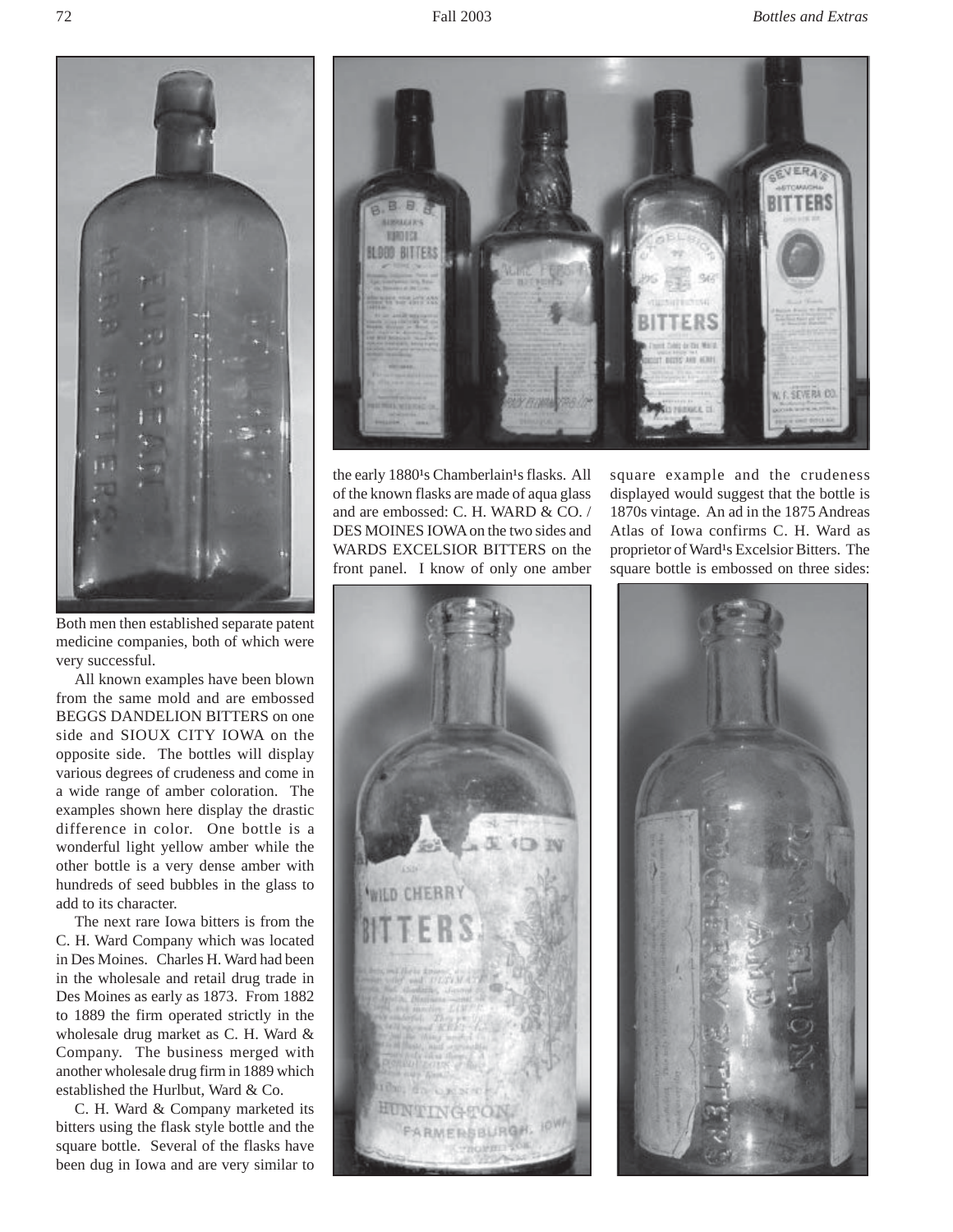Both men then established separate patent medicine companies, both of which were very successful.

All known examples have been blown from the same mold and are embossed BEGGS DANDELION BITTERS on one side and SIOUX CITY IOWA on the opposite side. The bottles will display various degrees of crudeness and come in a wide range of amber coloration. The examples shown here display the drastic difference in color. One bottle is a wonderful light yellow amber while the other bottle is a very dense amber with hundreds of seed bubbles in the glass to add to its character.

The next rare Iowa bitters is from the C. H. Ward Company which was located in Des Moines. Charles H. Ward had been in the wholesale and retail drug trade in Des Moines as early as 1873. From 1882 to 1889 the firm operated strictly in the wholesale drug market as C. H. Ward & Company. The business merged with another wholesale drug firm in 1889 which established the Hurlbut, Ward & Co.

C. H. Ward & Company marketed its bitters using the flask style bottle and the square bottle. Several of the flasks have been dug in Iowa and are very similar to the early 1880¹s Chamberlain¹s flasks. All of the known flasks are made of aqua glass and are embossed: C. H. WARD & CO. / DES MOINES IOWA on the two sides and WARDS EXCELSIOR BITTERS on the front panel. I know of only one amber square example and the crudeness displayed would suggest that the bottle is 1870s vintage. An ad in the 1875 Andreas Atlas of Iowa confirms C. H. Ward as proprietor of Ward¹s Excelsior Bitters. The square bottle is embossed on three sides: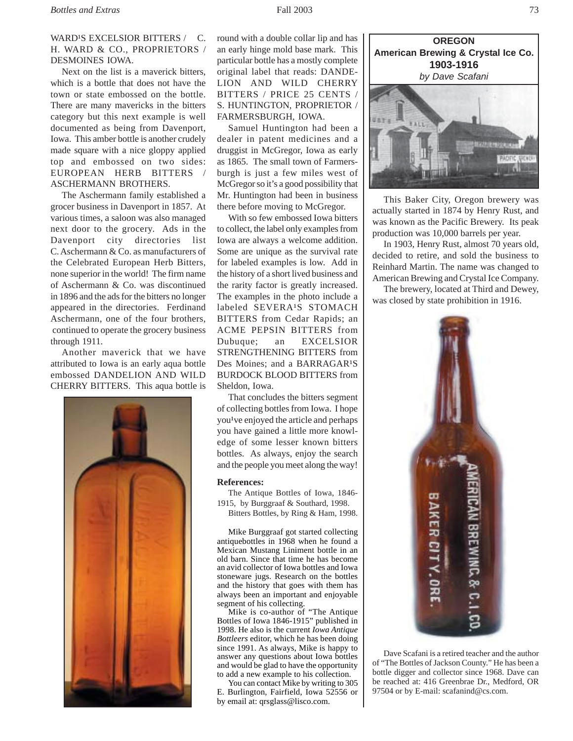WARD¹S EXCELSIOR BITTERS / C. H. WARD & CO., PROPRIETORS / DESMOINES IOWA.

Next on the list is a maverick bitters, which is a bottle that does not have the town or state embossed on the bottle. There are many mavericks in the bitters category but this next example is well documented as being from Davenport, Iowa. This amber bottle is another crudely made square with a nice gloppy applied top and embossed on two sides: EUROPEAN HERB BITTERS / ASCHERMANN BROTHERS.

The Aschermann family established a grocer business in Davenport in 1857. At various times, a saloon was also managed next door to the grocery. Ads in the Davenport city directories list C. Aschermann & Co. as manufacturers of the Celebrated European Herb Bitters, none superior in the world! The firm name of Aschermann & Co. was discontinued in 1896 and the ads for the bitters no longer appeared in the directories. Ferdinand Aschermann, one of the four brothers, continued to operate the grocery business through 1911.

Another maverick that we have attributed to Iowa is an early aqua bottle embossed DANDELION AND WILD CHERRY BITTERS. This aqua bottle is round with a double collar lip and has an early hinge mold base mark. This particular bottle has a mostly complete original label that reads: DANDELION AND WILD CHERRY BITTERS / PRICE 25 CENTS / S. HUNTINGTON, PROPRIETOR / FARMERSBURGH, IOWA.

Samuel Huntington had been a dealer in patent medicines and a druggist in McGregor, Iowa as early as 1865. The small town of Farmersburgh is just a few miles west of McGregor so it's a good possibility that Mr. Huntington had been in business there before moving to McGregor.

With so few embossed Iowa bitters to collect, the label only examples from Iowa are always a welcome addition. Some are unique as the survival rate for labeled examples is low. Add in the history of a short lived business and the rarity factor is greatly increased. The examples in the photo include a labeled SEVERA¹S STOMACH BITTERS from Cedar Rapids; an ACME PEPSIN BITTERS from Dubuque; an EXCELSIOR STRENGTHENING BITTERS from Des Moines; and a BARRAGAR¹S BURDOCK BLOOD BITTERS from Sheldon, Iowa.

That concludes the bitters segment of collecting bottles from Iowa. I hope you¹ve enjoyed the article and perhaps you have gained a little more knowledge of some lesser known bitters bottles. As always, enjoy the search and the people you meet along the way!

**References:**

The Antique Bottles of Iowa, 1846-1915, by Burggraaf & Southard, 1998.

Bitters Bottles, by Ring & Ham, 1998.

Mike Burggraaf got started collecting antiquebottles in 1968 when he found a Mexican Mustang Liniment bottle in an old barn. Since that time he has become an avid collector of Iowa bottles and Iowa stoneware jugs. Research on the bottles and the history that goes with them has always been an important and enjoyable segment of his collecting.

Mike is co-author of "The Antique Bottles of Iowa 1846-1915" published in 1998. He also is the current *Iowa Antique Bottleers* editor, which he has been doing since 1991. As always, Mike is happy to answer any questions about Iowa bottles and would be glad to have the opportunity to add a new example to his collection.

You can contact Mike by writing to 305 E. Burlington, Fairfield, Iowa 52556 or by email at: qrsglass@lisco.com.

## OREGON
## American Brewing & Crystal Ice Co. 1903-1916
*by Dave Scafani*

This Baker City, Oregon brewery was actually started in 1874 by Henry Rust, and was known as the Pacific Brewery. Its peak production was 10,000 barrels per year.

In 1903, Henry Rust, almost 70 years old, decided to retire, and sold the business to Reinhard Martin. The name was changed to American Brewing and Crystal Ice Company.

The brewery, located at Third and Dewey, was closed by state prohibition in 1916.

Dave Scafani is a retired teacher and the author of "The Bottles of Jackson County." He has been a bottle digger and collector since 1968. Dave can be reached at: 416 Greenbrae Dr., Medford, OR 97504 or by E-mail: scafanind@cs.com.